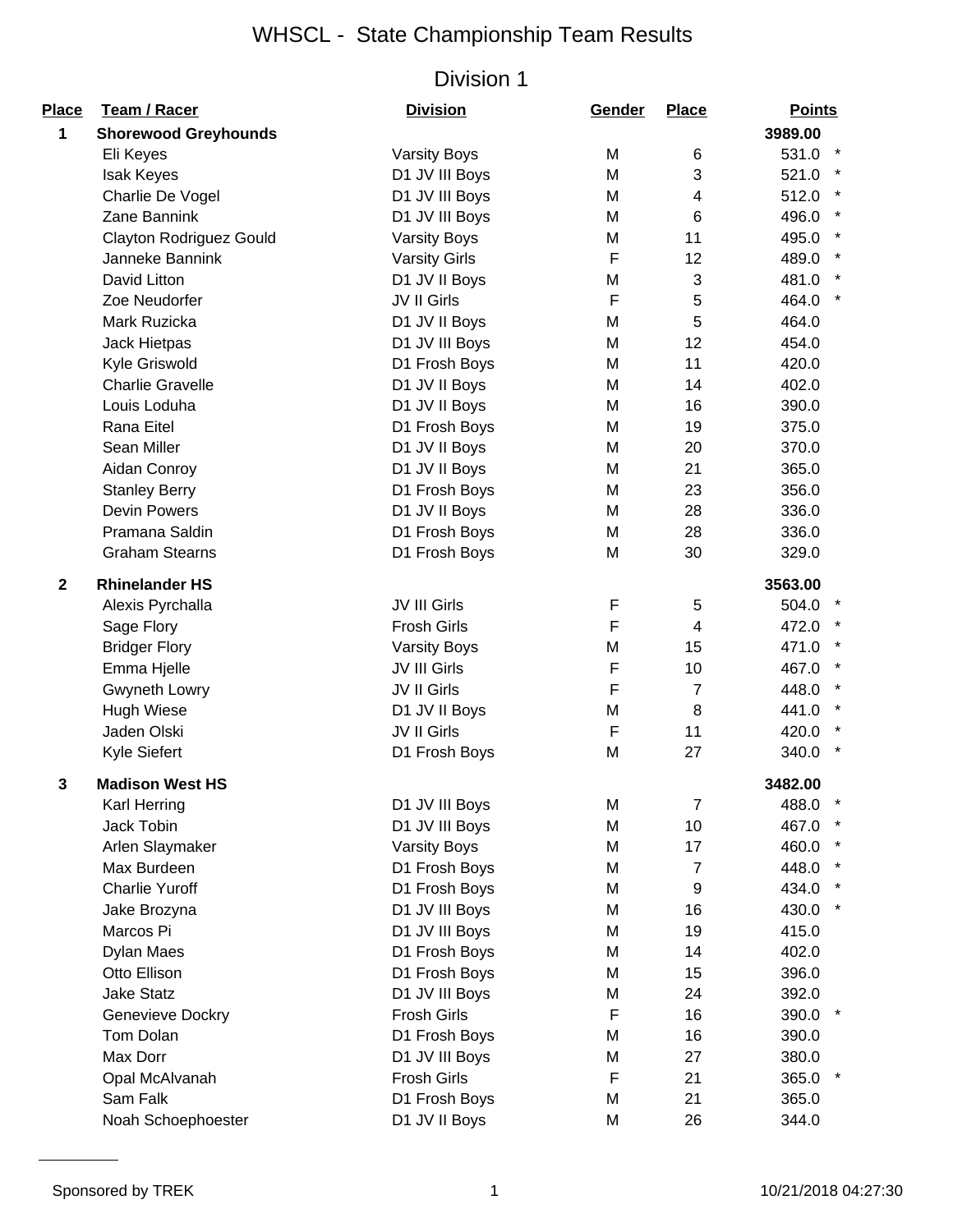# WHSCL - State Championship Team Results

## Division 1

| Place | Team / Racer | Division | Gender | Place | Points | |
|---|---|---|---|---|---|---|
| **1** | **Shorewood Greyhounds** | | | | **3989.00** | |
| | Eli Keyes | Varsity Boys | M | 6 | 531.0 | * |
| | Isak Keyes | D1 JV III Boys | M | 3 | 521.0 | * |
| | Charlie De Vogel | D1 JV III Boys | M | 4 | 512.0 | * |
| | Zane Bannink | D1 JV III Boys | M | 6 | 496.0 | * |
| | Clayton Rodriguez Gould | Varsity Boys | M | 11 | 495.0 | * |
| | Janneke Bannink | Varsity Girls | F | 12 | 489.0 | * |
| | David Litton | D1 JV II Boys | M | 3 | 481.0 | * |
| | Zoe Neudorfer | JV II Girls | F | 5 | 464.0 | * |
| | Mark Ruzicka | D1 JV II Boys | M | 5 | 464.0 | |
| | Jack Hietpas | D1 JV III Boys | M | 12 | 454.0 | |
| | Kyle Griswold | D1 Frosh Boys | M | 11 | 420.0 | |
| | Charlie Gravelle | D1 JV II Boys | M | 14 | 402.0 | |
| | Louis Loduha | D1 JV II Boys | M | 16 | 390.0 | |
| | Rana Eitel | D1 Frosh Boys | M | 19 | 375.0 | |
| | Sean Miller | D1 JV II Boys | M | 20 | 370.0 | |
| | Aidan Conroy | D1 JV II Boys | M | 21 | 365.0 | |
| | Stanley Berry | D1 Frosh Boys | M | 23 | 356.0 | |
| | Devin Powers | D1 JV II Boys | M | 28 | 336.0 | |
| | Pramana Saldin | D1 Frosh Boys | M | 28 | 336.0 | |
| | Graham Stearns | D1 Frosh Boys | M | 30 | 329.0 | |
| **2** | **Rhinelander HS** | | | | **3563.00** | |
| | Alexis Pyrchalla | JV III Girls | F | 5 | 504.0 | * |
| | Sage Flory | Frosh Girls | F | 4 | 472.0 | * |
| | Bridger Flory | Varsity Boys | M | 15 | 471.0 | * |
| | Emma Hjelle | JV III Girls | F | 10 | 467.0 | * |
| | Gwyneth Lowry | JV II Girls | F | 7 | 448.0 | * |
| | Hugh Wiese | D1 JV II Boys | M | 8 | 441.0 | * |
| | Jaden Olski | JV II Girls | F | 11 | 420.0 | * |
| | Kyle Siefert | D1 Frosh Boys | M | 27 | 340.0 | * |
| **3** | **Madison West HS** | | | | **3482.00** | |
| | Karl Herring | D1 JV III Boys | M | 7 | 488.0 | * |
| | Jack Tobin | D1 JV III Boys | M | 10 | 467.0 | * |
| | Arlen Slaymaker | Varsity Boys | M | 17 | 460.0 | * |
| | Max Burdeen | D1 Frosh Boys | M | 7 | 448.0 | * |
| | Charlie Yuroff | D1 Frosh Boys | M | 9 | 434.0 | * |
| | Jake Brozyna | D1 JV III Boys | M | 16 | 430.0 | * |
| | Marcos Pi | D1 JV III Boys | M | 19 | 415.0 | |
| | Dylan Maes | D1 Frosh Boys | M | 14 | 402.0 | |
| | Otto Ellison | D1 Frosh Boys | M | 15 | 396.0 | |
| | Jake Statz | D1 JV III Boys | M | 24 | 392.0 | |
| | Genevieve Dockry | Frosh Girls | F | 16 | 390.0 | * |
| | Tom Dolan | D1 Frosh Boys | M | 16 | 390.0 | |
| | Max Dorr | D1 JV III Boys | M | 27 | 380.0 | |
| | Opal McAlvanah | Frosh Girls | F | 21 | 365.0 | * |
| | Sam Falk | D1 Frosh Boys | M | 21 | 365.0 | |
| | Noah Schoephoester | D1 JV II Boys | M | 26 | 344.0 | |

Sponsored by TREK

10/21/2018 04:27:30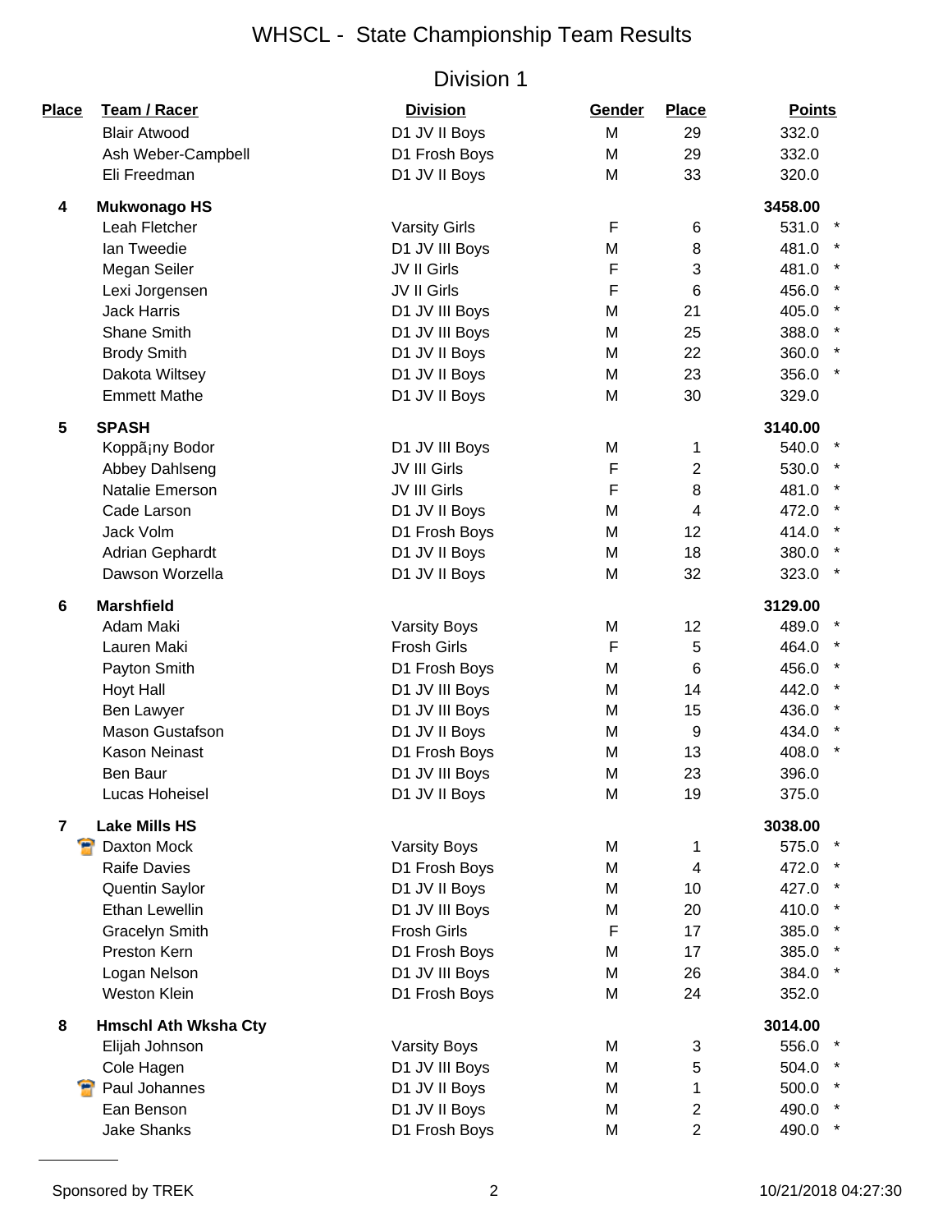# WHSCL - State Championship Team Results

## Division 1

| Place | Team / Racer | Division | Gender | Place | Points | |
|---|---|---|---|---|---|---|
| | Blair Atwood | D1 JV II Boys | M | 29 | 332.0 | |
| | Ash Weber-Campbell | D1 Frosh Boys | M | 29 | 332.0 | |
| | Eli Freedman | D1 JV II Boys | M | 33 | 320.0 | |
| **4** | **Mukwonago HS** | | | | **3458.00** | |
| | Leah Fletcher | Varsity Girls | F | 6 | 531.0 | * |
| | Ian Tweedie | D1 JV III Boys | M | 8 | 481.0 | * |
| | Megan Seiler | JV II Girls | F | 3 | 481.0 | * |
| | Lexi Jorgensen | JV II Girls | F | 6 | 456.0 | * |
| | Jack Harris | D1 JV III Boys | M | 21 | 405.0 | * |
| | Shane Smith | D1 JV III Boys | M | 25 | 388.0 | * |
| | Brody Smith | D1 JV II Boys | M | 22 | 360.0 | * |
| | Dakota Wiltsey | D1 JV II Boys | M | 23 | 356.0 | * |
| | Emmett Mathe | D1 JV II Boys | M | 30 | 329.0 | |
| **5** | **SPASH** | | | | **3140.00** | |
| | Koppã¡ny Bodor | D1 JV III Boys | M | 1 | 540.0 | * |
| | Abbey Dahlseng | JV III Girls | F | 2 | 530.0 | * |
| | Natalie Emerson | JV III Girls | F | 8 | 481.0 | * |
| | Cade Larson | D1 JV II Boys | M | 4 | 472.0 | * |
| | Jack Volm | D1 Frosh Boys | M | 12 | 414.0 | * |
| | Adrian Gephardt | D1 JV II Boys | M | 18 | 380.0 | * |
| | Dawson Worzella | D1 JV II Boys | M | 32 | 323.0 | * |
| **6** | **Marshfield** | | | | **3129.00** | |
| | Adam Maki | Varsity Boys | M | 12 | 489.0 | * |
| | Lauren Maki | Frosh Girls | F | 5 | 464.0 | * |
| | Payton Smith | D1 Frosh Boys | M | 6 | 456.0 | * |
| | Hoyt Hall | D1 JV III Boys | M | 14 | 442.0 | * |
| | Ben Lawyer | D1 JV III Boys | M | 15 | 436.0 | * |
| | Mason Gustafson | D1 JV II Boys | M | 9 | 434.0 | * |
| | Kason Neinast | D1 Frosh Boys | M | 13 | 408.0 | * |
| | Ben Baur | D1 JV III Boys | M | 23 | 396.0 | |
| | Lucas Hoheisel | D1 JV II Boys | M | 19 | 375.0 | |
| **7** | **Lake Mills HS** | | | | **3038.00** | |
| | Daxton Mock | Varsity Boys | M | 1 | 575.0 | * |
| | Raife Davies | D1 Frosh Boys | M | 4 | 472.0 | * |
| | Quentin Saylor | D1 JV II Boys | M | 10 | 427.0 | * |
| | Ethan Lewellin | D1 JV III Boys | M | 20 | 410.0 | * |
| | Gracelyn Smith | Frosh Girls | F | 17 | 385.0 | * |
| | Preston Kern | D1 Frosh Boys | M | 17 | 385.0 | * |
| | Logan Nelson | D1 JV III Boys | M | 26 | 384.0 | * |
| | Weston Klein | D1 Frosh Boys | M | 24 | 352.0 | |
| **8** | **Hmschl Ath Wksha Cty** | | | | **3014.00** | |
| | Elijah Johnson | Varsity Boys | M | 3 | 556.0 | * |
| | Cole Hagen | D1 JV III Boys | M | 5 | 504.0 | * |
| | Paul Johannes | D1 JV II Boys | M | 1 | 500.0 | * |
| | Ean Benson | D1 JV II Boys | M | 2 | 490.0 | * |
| | Jake Shanks | D1 Frosh Boys | M | 2 | 490.0 | * |

Sponsored by TREK

10/21/2018 04:27:30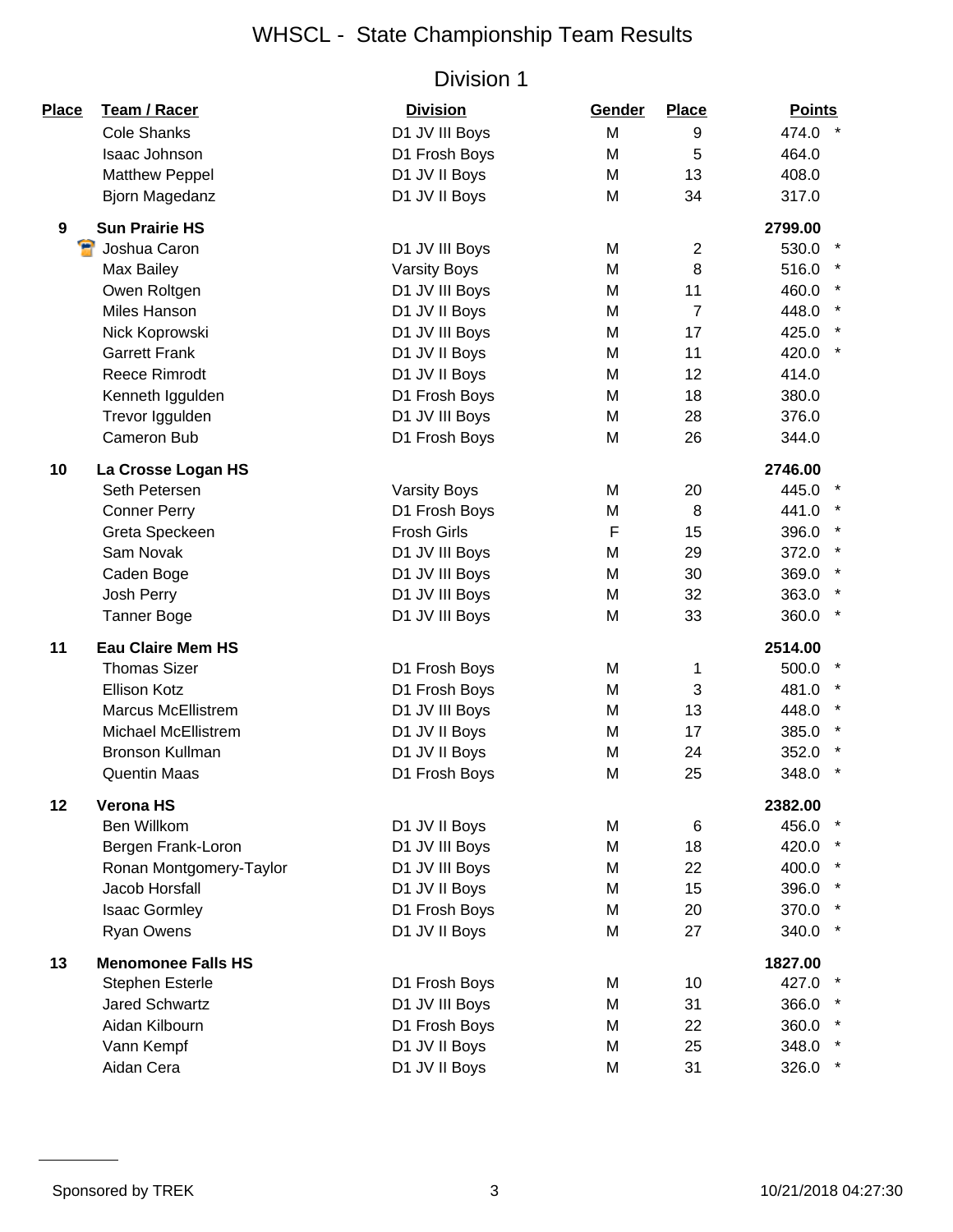# WHSCL - State Championship Team Results

## Division 1

| Place | Team / Racer | Division | Gender | Place | Points |
|---|---|---|---|---|---|
| | Cole Shanks | D1 JV III Boys | M | 9 | 474.0 * |
| | Isaac Johnson | D1 Frosh Boys | M | 5 | 464.0 |
| | Matthew Peppel | D1 JV II Boys | M | 13 | 408.0 |
| | Bjorn Magedanz | D1 JV II Boys | M | 34 | 317.0 |
| **9** | **Sun Prairie HS** | | | | **2799.00** |
| | Joshua Caron | D1 JV III Boys | M | 2 | 530.0 * |
| | Max Bailey | Varsity Boys | M | 8 | 516.0 * |
| | Owen Roltgen | D1 JV III Boys | M | 11 | 460.0 * |
| | Miles Hanson | D1 JV II Boys | M | 7 | 448.0 * |
| | Nick Koprowski | D1 JV III Boys | M | 17 | 425.0 * |
| | Garrett Frank | D1 JV II Boys | M | 11 | 420.0 * |
| | Reece Rimrodt | D1 JV II Boys | M | 12 | 414.0 |
| | Kenneth Iggulden | D1 Frosh Boys | M | 18 | 380.0 |
| | Trevor Iggulden | D1 JV III Boys | M | 28 | 376.0 |
| | Cameron Bub | D1 Frosh Boys | M | 26 | 344.0 |
| **10** | **La Crosse Logan HS** | | | | **2746.00** |
| | Seth Petersen | Varsity Boys | M | 20 | 445.0 * |
| | Conner Perry | D1 Frosh Boys | M | 8 | 441.0 * |
| | Greta Speckeen | Frosh Girls | F | 15 | 396.0 * |
| | Sam Novak | D1 JV III Boys | M | 29 | 372.0 * |
| | Caden Boge | D1 JV III Boys | M | 30 | 369.0 * |
| | Josh Perry | D1 JV III Boys | M | 32 | 363.0 * |
| | Tanner Boge | D1 JV III Boys | M | 33 | 360.0 * |
| **11** | **Eau Claire Mem HS** | | | | **2514.00** |
| | Thomas Sizer | D1 Frosh Boys | M | 1 | 500.0 * |
| | Ellison Kotz | D1 Frosh Boys | M | 3 | 481.0 * |
| | Marcus McEllistrem | D1 JV III Boys | M | 13 | 448.0 * |
| | Michael McEllistrem | D1 JV II Boys | M | 17 | 385.0 * |
| | Bronson Kullman | D1 JV II Boys | M | 24 | 352.0 * |
| | Quentin Maas | D1 Frosh Boys | M | 25 | 348.0 * |
| **12** | **Verona HS** | | | | **2382.00** |
| | Ben Willkom | D1 JV II Boys | M | 6 | 456.0 * |
| | Bergen Frank-Loron | D1 JV III Boys | M | 18 | 420.0 * |
| | Ronan Montgomery-Taylor | D1 JV III Boys | M | 22 | 400.0 * |
| | Jacob Horsfall | D1 JV II Boys | M | 15 | 396.0 * |
| | Isaac Gormley | D1 Frosh Boys | M | 20 | 370.0 * |
| | Ryan Owens | D1 JV II Boys | M | 27 | 340.0 * |
| **13** | **Menomonee Falls HS** | | | | **1827.00** |
| | Stephen Esterle | D1 Frosh Boys | M | 10 | 427.0 * |
| | Jared Schwartz | D1 JV III Boys | M | 31 | 366.0 * |
| | Aidan Kilbourn | D1 Frosh Boys | M | 22 | 360.0 * |
| | Vann Kempf | D1 JV II Boys | M | 25 | 348.0 * |
| | Aidan Cera | D1 JV II Boys | M | 31 | 326.0 * |

Sponsored by TREK

10/21/2018 04:27:30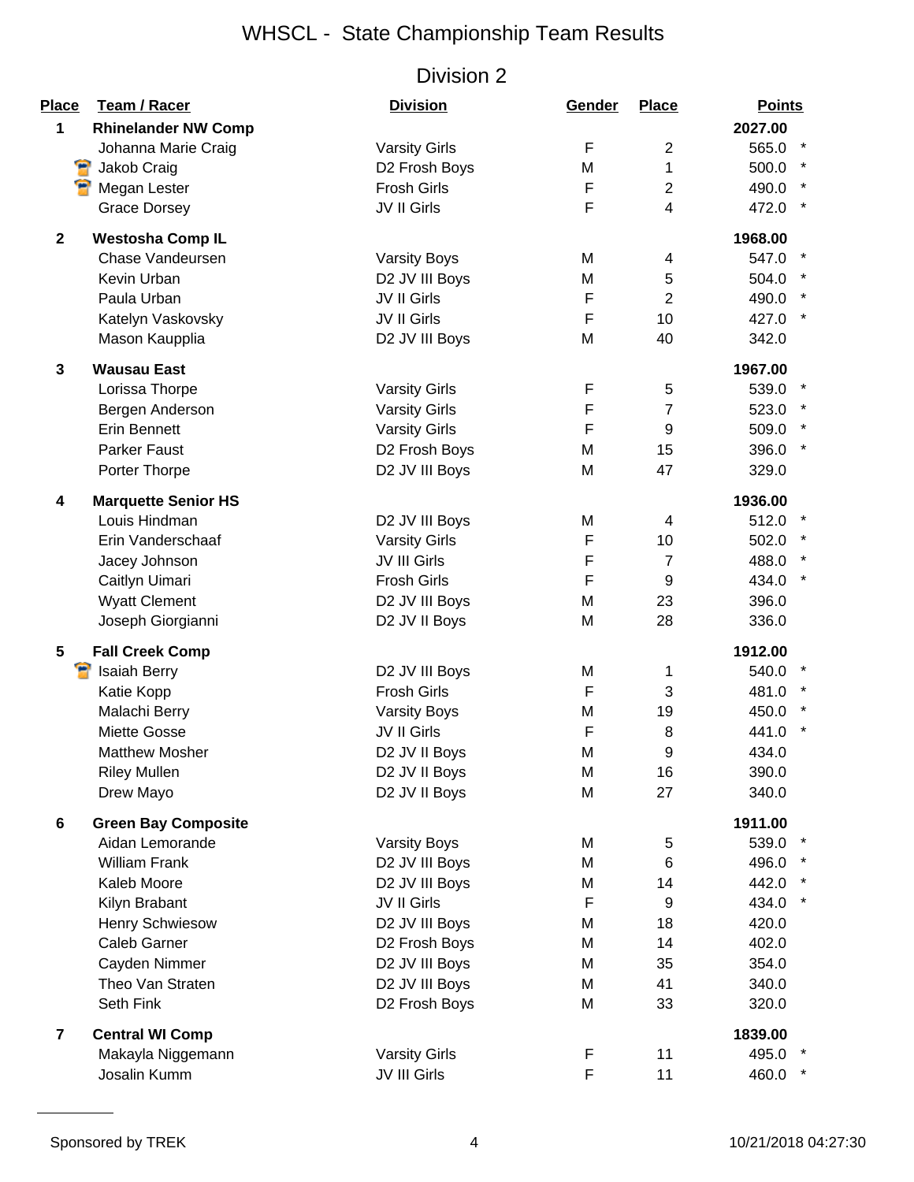# WHSCL - State Championship Team Results

## Division 2

| Place | Team / Racer | Division | Gender | Place | Points | |
|---|---|---|---|---|---|---|
| 1 | **Rhinelander NW Comp** | | | | **2027.00** | |
| | Johanna Marie Craig | Varsity Girls | F | 2 | 565.0 | * |
| | Jakob Craig | D2 Frosh Boys | M | 1 | 500.0 | * |
| | Megan Lester | Frosh Girls | F | 2 | 490.0 | * |
| | Grace Dorsey | JV II Girls | F | 4 | 472.0 | * |
| 2 | **Westosha Comp IL** | | | | **1968.00** | |
| | Chase Vandeursen | Varsity Boys | M | 4 | 547.0 | * |
| | Kevin Urban | D2 JV III Boys | M | 5 | 504.0 | * |
| | Paula Urban | JV II Girls | F | 2 | 490.0 | * |
| | Katelyn Vaskovsky | JV II Girls | F | 10 | 427.0 | * |
| | Mason Kaupplia | D2 JV III Boys | M | 40 | 342.0 | |
| 3 | **Wausau East** | | | | **1967.00** | |
| | Lorissa Thorpe | Varsity Girls | F | 5 | 539.0 | * |
| | Bergen Anderson | Varsity Girls | F | 7 | 523.0 | * |
| | Erin Bennett | Varsity Girls | F | 9 | 509.0 | * |
| | Parker Faust | D2 Frosh Boys | M | 15 | 396.0 | * |
| | Porter Thorpe | D2 JV III Boys | M | 47 | 329.0 | |
| 4 | **Marquette Senior HS** | | | | **1936.00** | |
| | Louis Hindman | D2 JV III Boys | M | 4 | 512.0 | * |
| | Erin Vanderschaaf | Varsity Girls | F | 10 | 502.0 | * |
| | Jacey Johnson | JV III Girls | F | 7 | 488.0 | * |
| | Caitlyn Uimari | Frosh Girls | F | 9 | 434.0 | * |
| | Wyatt Clement | D2 JV III Boys | M | 23 | 396.0 | |
| | Joseph Giorgianni | D2 JV II Boys | M | 28 | 336.0 | |
| 5 | **Fall Creek Comp** | | | | **1912.00** | |
| | Isaiah Berry | D2 JV III Boys | M | 1 | 540.0 | * |
| | Katie Kopp | Frosh Girls | F | 3 | 481.0 | * |
| | Malachi Berry | Varsity Boys | M | 19 | 450.0 | * |
| | Miette Gosse | JV II Girls | F | 8 | 441.0 | * |
| | Matthew Mosher | D2 JV II Boys | M | 9 | 434.0 | |
| | Riley Mullen | D2 JV II Boys | M | 16 | 390.0 | |
| | Drew Mayo | D2 JV II Boys | M | 27 | 340.0 | |
| 6 | **Green Bay Composite** | | | | **1911.00** | |
| | Aidan Lemorande | Varsity Boys | M | 5 | 539.0 | * |
| | William Frank | D2 JV III Boys | M | 6 | 496.0 | * |
| | Kaleb Moore | D2 JV III Boys | M | 14 | 442.0 | * |
| | Kilyn Brabant | JV II Girls | F | 9 | 434.0 | * |
| | Henry Schwiesow | D2 JV III Boys | M | 18 | 420.0 | |
| | Caleb Garner | D2 Frosh Boys | M | 14 | 402.0 | |
| | Cayden Nimmer | D2 JV III Boys | M | 35 | 354.0 | |
| | Theo Van Straten | D2 JV III Boys | M | 41 | 340.0 | |
| | Seth Fink | D2 Frosh Boys | M | 33 | 320.0 | |
| 7 | **Central WI Comp** | | | | **1839.00** | |
| | Makayla Niggemann | Varsity Girls | F | 11 | 495.0 | * |
| | Josalin Kumm | JV III Girls | F | 11 | 460.0 | * |

Sponsored by TREK

10/21/2018 04:27:30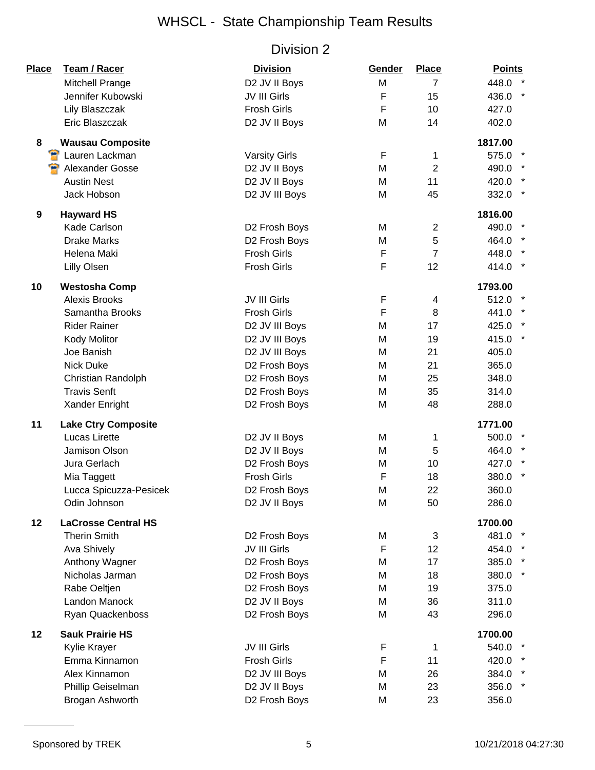# WHSCL - State Championship Team Results

## Division 2

| Place | Team / Racer | Division | Gender | Place | Points |
|---|---|---|---|---|---|
| | Mitchell Prange | D2 JV II Boys | M | 7 | 448.0 * |
| | Jennifer Kubowski | JV III Girls | F | 15 | 436.0 * |
| | Lily Blaszczak | Frosh Girls | F | 10 | 427.0 |
| | Eric Blaszczak | D2 JV II Boys | M | 14 | 402.0 |
| **8** | **Wausau Composite** | | | | **1817.00** |
| | Lauren Lackman | Varsity Girls | F | 1 | 575.0 * |
| | Alexander Gosse | D2 JV II Boys | M | 2 | 490.0 * |
| | Austin Nest | D2 JV II Boys | M | 11 | 420.0 * |
| | Jack Hobson | D2 JV III Boys | M | 45 | 332.0 * |
| **9** | **Hayward HS** | | | | **1816.00** |
| | Kade Carlson | D2 Frosh Boys | M | 2 | 490.0 * |
| | Drake Marks | D2 Frosh Boys | M | 5 | 464.0 * |
| | Helena Maki | Frosh Girls | F | 7 | 448.0 * |
| | Lilly Olsen | Frosh Girls | F | 12 | 414.0 * |
| **10** | **Westosha Comp** | | | | **1793.00** |
| | Alexis Brooks | JV III Girls | F | 4 | 512.0 * |
| | Samantha Brooks | Frosh Girls | F | 8 | 441.0 * |
| | Rider Rainer | D2 JV III Boys | M | 17 | 425.0 * |
| | Kody Molitor | D2 JV III Boys | M | 19 | 415.0 * |
| | Joe Banish | D2 JV III Boys | M | 21 | 405.0 |
| | Nick Duke | D2 Frosh Boys | M | 21 | 365.0 |
| | Christian Randolph | D2 Frosh Boys | M | 25 | 348.0 |
| | Travis Senft | D2 Frosh Boys | M | 35 | 314.0 |
| | Xander Enright | D2 Frosh Boys | M | 48 | 288.0 |
| **11** | **Lake Ctry Composite** | | | | **1771.00** |
| | Lucas Lirette | D2 JV II Boys | M | 1 | 500.0 * |
| | Jamison Olson | D2 JV II Boys | M | 5 | 464.0 * |
| | Jura Gerlach | D2 Frosh Boys | M | 10 | 427.0 * |
| | Mia Taggett | Frosh Girls | F | 18 | 380.0 * |
| | Lucca Spicuzza-Pesicek | D2 Frosh Boys | M | 22 | 360.0 |
| | Odin Johnson | D2 JV II Boys | M | 50 | 286.0 |
| **12** | **LaCrosse Central HS** | | | | **1700.00** |
| | Therin Smith | D2 Frosh Boys | M | 3 | 481.0 * |
| | Ava Shively | JV III Girls | F | 12 | 454.0 * |
| | Anthony Wagner | D2 Frosh Boys | M | 17 | 385.0 * |
| | Nicholas Jarman | D2 Frosh Boys | M | 18 | 380.0 * |
| | Rabe Oeltjen | D2 Frosh Boys | M | 19 | 375.0 |
| | Landon Manock | D2 JV II Boys | M | 36 | 311.0 |
| | Ryan Quackenboss | D2 Frosh Boys | M | 43 | 296.0 |
| **12** | **Sauk Prairie HS** | | | | **1700.00** |
| | Kylie Krayer | JV III Girls | F | 1 | 540.0 * |
| | Emma Kinnamon | Frosh Girls | F | 11 | 420.0 * |
| | Alex Kinnamon | D2 JV III Boys | M | 26 | 384.0 * |
| | Phillip Geiselman | D2 JV II Boys | M | 23 | 356.0 * |
| | Brogan Ashworth | D2 Frosh Boys | M | 23 | 356.0 |

Sponsored by TREK

10/21/2018 04:27:30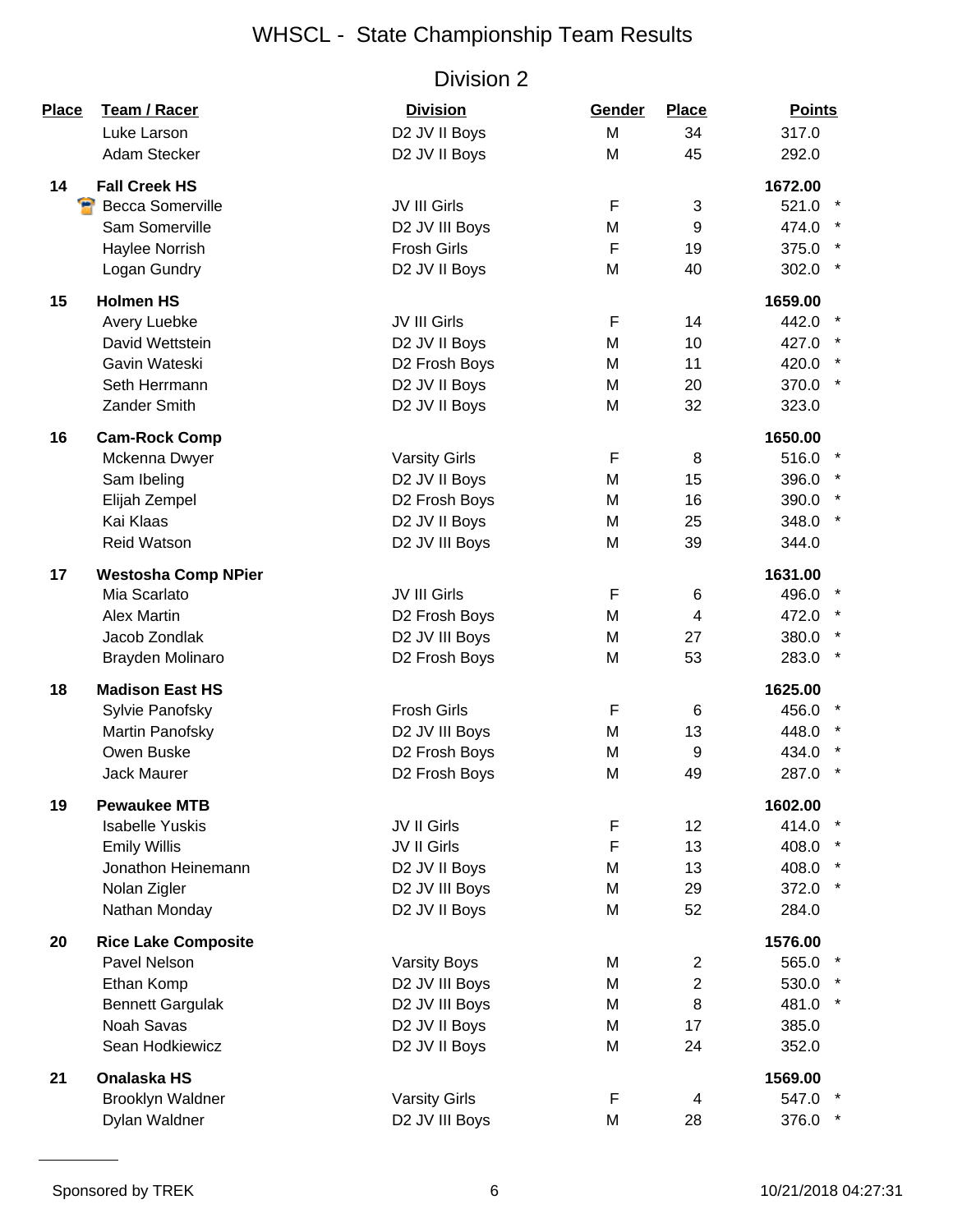# WHSCL - State Championship Team Results

## Division 2

| Place | Team / Racer | Division | Gender | Place | Points | |
|---|---|---|---|---|---|---|
| | Luke Larson | D2 JV II Boys | M | 34 | 317.0 | |
| | Adam Stecker | D2 JV II Boys | M | 45 | 292.0 | |
| **14** | **Fall Creek HS** | | | | **1672.00** | |
| | Becca Somerville | JV III Girls | F | 3 | 521.0 | * |
| | Sam Somerville | D2 JV III Boys | M | 9 | 474.0 | * |
| | Haylee Norrish | Frosh Girls | F | 19 | 375.0 | * |
| | Logan Gundry | D2 JV II Boys | M | 40 | 302.0 | * |
| **15** | **Holmen HS** | | | | **1659.00** | |
| | Avery Luebke | JV III Girls | F | 14 | 442.0 | * |
| | David Wettstein | D2 JV II Boys | M | 10 | 427.0 | * |
| | Gavin Wateski | D2 Frosh Boys | M | 11 | 420.0 | * |
| | Seth Herrmann | D2 JV II Boys | M | 20 | 370.0 | * |
| | Zander Smith | D2 JV II Boys | M | 32 | 323.0 | |
| **16** | **Cam-Rock Comp** | | | | **1650.00** | |
| | Mckenna Dwyer | Varsity Girls | F | 8 | 516.0 | * |
| | Sam Ibeling | D2 JV II Boys | M | 15 | 396.0 | * |
| | Elijah Zempel | D2 Frosh Boys | M | 16 | 390.0 | * |
| | Kai Klaas | D2 JV II Boys | M | 25 | 348.0 | * |
| | Reid Watson | D2 JV III Boys | M | 39 | 344.0 | |
| **17** | **Westosha Comp NPier** | | | | **1631.00** | |
| | Mia Scarlato | JV III Girls | F | 6 | 496.0 | * |
| | Alex Martin | D2 Frosh Boys | M | 4 | 472.0 | * |
| | Jacob Zondlak | D2 JV III Boys | M | 27 | 380.0 | * |
| | Brayden Molinaro | D2 Frosh Boys | M | 53 | 283.0 | * |
| **18** | **Madison East HS** | | | | **1625.00** | |
| | Sylvie Panofsky | Frosh Girls | F | 6 | 456.0 | * |
| | Martin Panofsky | D2 JV III Boys | M | 13 | 448.0 | * |
| | Owen Buske | D2 Frosh Boys | M | 9 | 434.0 | * |
| | Jack Maurer | D2 Frosh Boys | M | 49 | 287.0 | * |
| **19** | **Pewaukee MTB** | | | | **1602.00** | |
| | Isabelle Yuskis | JV II Girls | F | 12 | 414.0 | * |
| | Emily Willis | JV II Girls | F | 13 | 408.0 | * |
| | Jonathon Heinemann | D2 JV II Boys | M | 13 | 408.0 | * |
| | Nolan Zigler | D2 JV III Boys | M | 29 | 372.0 | * |
| | Nathan Monday | D2 JV II Boys | M | 52 | 284.0 | |
| **20** | **Rice Lake Composite** | | | | **1576.00** | |
| | Pavel Nelson | Varsity Boys | M | 2 | 565.0 | * |
| | Ethan Komp | D2 JV III Boys | M | 2 | 530.0 | * |
| | Bennett Gargulak | D2 JV III Boys | M | 8 | 481.0 | * |
| | Noah Savas | D2 JV II Boys | M | 17 | 385.0 | |
| | Sean Hodkiewicz | D2 JV II Boys | M | 24 | 352.0 | |
| **21** | **Onalaska HS** | | | | **1569.00** | |
| | Brooklyn Waldner | Varsity Girls | F | 4 | 547.0 | * |
| | Dylan Waldner | D2 JV III Boys | M | 28 | 376.0 | * |

Sponsored by TREK

10/21/2018 04:27:31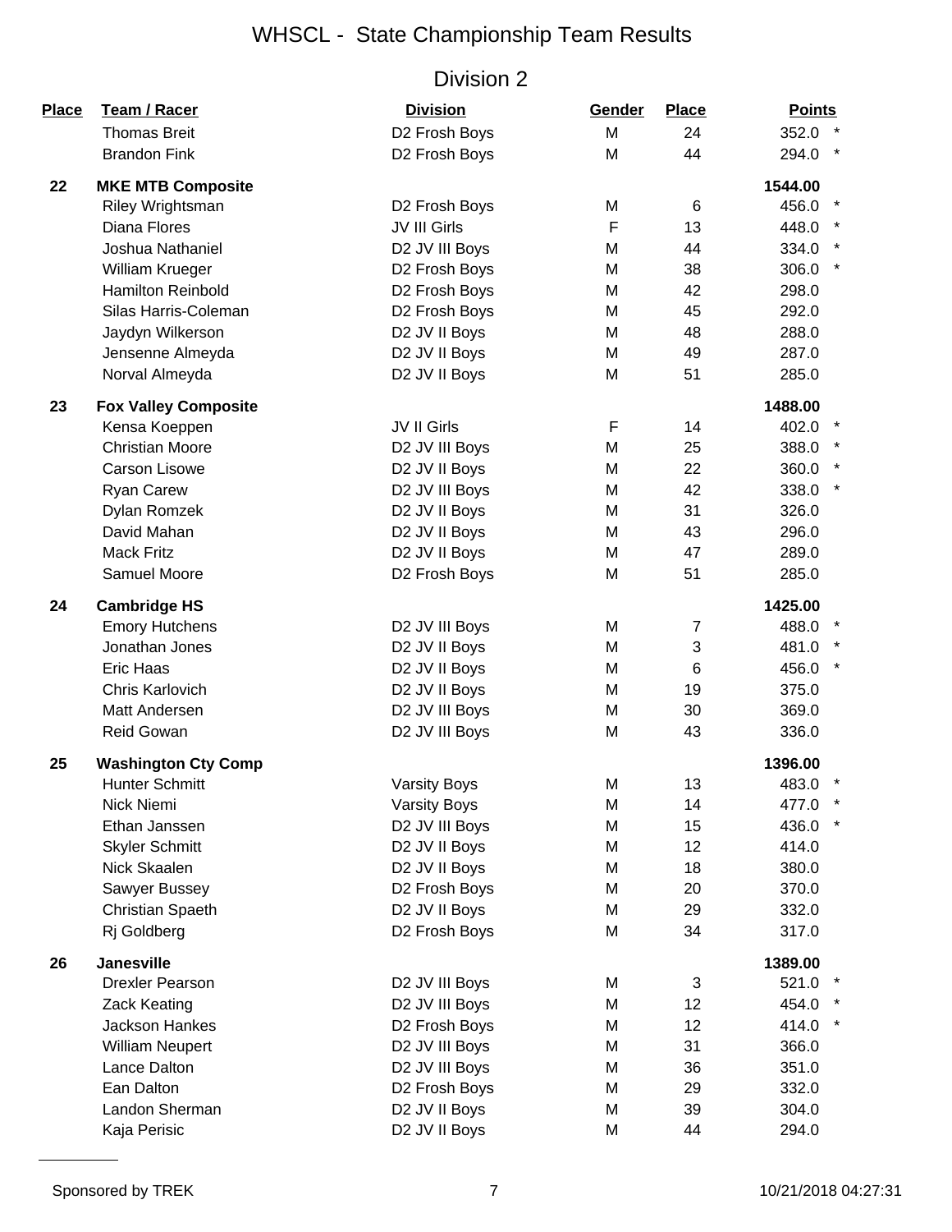# WHSCL - State Championship Team Results

## Division 2

| Place | Team / Racer | Division | Gender | Place | Points | |
|---|---|---|---|---|---|---|
| | Thomas Breit | D2 Frosh Boys | M | 24 | 352.0 | * |
| | Brandon Fink | D2 Frosh Boys | M | 44 | 294.0 | * |
| **22** | **MKE MTB Composite** | | | | **1544.00** | |
| | Riley Wrightsman | D2 Frosh Boys | M | 6 | 456.0 | * |
| | Diana Flores | JV III Girls | F | 13 | 448.0 | * |
| | Joshua Nathaniel | D2 JV III Boys | M | 44 | 334.0 | * |
| | William Krueger | D2 Frosh Boys | M | 38 | 306.0 | * |
| | Hamilton Reinbold | D2 Frosh Boys | M | 42 | 298.0 | |
| | Silas Harris-Coleman | D2 Frosh Boys | M | 45 | 292.0 | |
| | Jaydyn Wilkerson | D2 JV II Boys | M | 48 | 288.0 | |
| | Jensenne Almeyda | D2 JV II Boys | M | 49 | 287.0 | |
| | Norval Almeyda | D2 JV II Boys | M | 51 | 285.0 | |
| **23** | **Fox Valley Composite** | | | | **1488.00** | |
| | Kensa Koeppen | JV II Girls | F | 14 | 402.0 | * |
| | Christian Moore | D2 JV III Boys | M | 25 | 388.0 | * |
| | Carson Lisowe | D2 JV II Boys | M | 22 | 360.0 | * |
| | Ryan Carew | D2 JV III Boys | M | 42 | 338.0 | * |
| | Dylan Romzek | D2 JV II Boys | M | 31 | 326.0 | |
| | David Mahan | D2 JV II Boys | M | 43 | 296.0 | |
| | Mack Fritz | D2 JV II Boys | M | 47 | 289.0 | |
| | Samuel Moore | D2 Frosh Boys | M | 51 | 285.0 | |
| **24** | **Cambridge HS** | | | | **1425.00** | |
| | Emory Hutchens | D2 JV III Boys | M | 7 | 488.0 | * |
| | Jonathan Jones | D2 JV II Boys | M | 3 | 481.0 | * |
| | Eric Haas | D2 JV II Boys | M | 6 | 456.0 | * |
| | Chris Karlovich | D2 JV II Boys | M | 19 | 375.0 | |
| | Matt Andersen | D2 JV III Boys | M | 30 | 369.0 | |
| | Reid Gowan | D2 JV III Boys | M | 43 | 336.0 | |
| **25** | **Washington Cty Comp** | | | | **1396.00** | |
| | Hunter Schmitt | Varsity Boys | M | 13 | 483.0 | * |
| | Nick Niemi | Varsity Boys | M | 14 | 477.0 | * |
| | Ethan Janssen | D2 JV III Boys | M | 15 | 436.0 | * |
| | Skyler Schmitt | D2 JV II Boys | M | 12 | 414.0 | |
| | Nick Skaalen | D2 JV II Boys | M | 18 | 380.0 | |
| | Sawyer Bussey | D2 Frosh Boys | M | 20 | 370.0 | |
| | Christian Spaeth | D2 JV II Boys | M | 29 | 332.0 | |
| | Rj Goldberg | D2 Frosh Boys | M | 34 | 317.0 | |
| **26** | **Janesville** | | | | **1389.00** | |
| | Drexler Pearson | D2 JV III Boys | M | 3 | 521.0 | * |
| | Zack Keating | D2 JV III Boys | M | 12 | 454.0 | * |
| | Jackson Hankes | D2 Frosh Boys | M | 12 | 414.0 | * |
| | William Neupert | D2 JV III Boys | M | 31 | 366.0 | |
| | Lance Dalton | D2 JV III Boys | M | 36 | 351.0 | |
| | Ean Dalton | D2 Frosh Boys | M | 29 | 332.0 | |
| | Landon Sherman | D2 JV II Boys | M | 39 | 304.0 | |
| | Kaja Perisic | D2 JV II Boys | M | 44 | 294.0 | |

Sponsored by TREK — 10/21/2018 04:27:31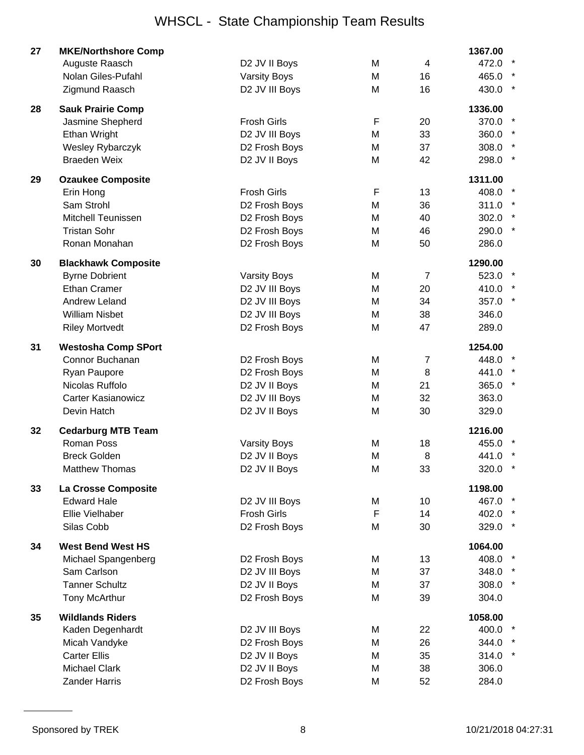# WHSCL - State Championship Team Results

| Rank | Team / Rider | Category | Gender | Place | Points | |
|---|---|---|---|---|---|---|
| **27** | **MKE/Northshore Comp** | | | | **1367.00** | |
| | Auguste Raasch | D2 JV II Boys | M | 4 | 472.0 | * |
| | Nolan Giles-Pufahl | Varsity Boys | M | 16 | 465.0 | * |
| | Zigmund Raasch | D2 JV III Boys | M | 16 | 430.0 | * |
| **28** | **Sauk Prairie Comp** | | | | **1336.00** | |
| | Jasmine Shepherd | Frosh Girls | F | 20 | 370.0 | * |
| | Ethan Wright | D2 JV III Boys | M | 33 | 360.0 | * |
| | Wesley Rybarczyk | D2 Frosh Boys | M | 37 | 308.0 | * |
| | Braeden Weix | D2 JV II Boys | M | 42 | 298.0 | * |
| **29** | **Ozaukee Composite** | | | | **1311.00** | |
| | Erin Hong | Frosh Girls | F | 13 | 408.0 | * |
| | Sam Strohl | D2 Frosh Boys | M | 36 | 311.0 | * |
| | Mitchell Teunissen | D2 Frosh Boys | M | 40 | 302.0 | * |
| | Tristan Sohr | D2 Frosh Boys | M | 46 | 290.0 | * |
| | Ronan Monahan | D2 Frosh Boys | M | 50 | 286.0 | |
| **30** | **Blackhawk Composite** | | | | **1290.00** | |
| | Byrne Dobrient | Varsity Boys | M | 7 | 523.0 | * |
| | Ethan Cramer | D2 JV III Boys | M | 20 | 410.0 | * |
| | Andrew Leland | D2 JV III Boys | M | 34 | 357.0 | * |
| | William Nisbet | D2 JV III Boys | M | 38 | 346.0 | |
| | Riley Mortvedt | D2 Frosh Boys | M | 47 | 289.0 | |
| **31** | **Westosha Comp SPort** | | | | **1254.00** | |
| | Connor Buchanan | D2 Frosh Boys | M | 7 | 448.0 | * |
| | Ryan Paupore | D2 Frosh Boys | M | 8 | 441.0 | * |
| | Nicolas Ruffolo | D2 JV II Boys | M | 21 | 365.0 | * |
| | Carter Kasianowicz | D2 JV III Boys | M | 32 | 363.0 | |
| | Devin Hatch | D2 JV II Boys | M | 30 | 329.0 | |
| **32** | **Cedarburg MTB Team** | | | | **1216.00** | |
| | Roman Poss | Varsity Boys | M | 18 | 455.0 | * |
| | Breck Golden | D2 JV II Boys | M | 8 | 441.0 | * |
| | Matthew Thomas | D2 JV II Boys | M | 33 | 320.0 | * |
| **33** | **La Crosse Composite** | | | | **1198.00** | |
| | Edward Hale | D2 JV III Boys | M | 10 | 467.0 | * |
| | Ellie Vielhaber | Frosh Girls | F | 14 | 402.0 | * |
| | Silas Cobb | D2 Frosh Boys | M | 30 | 329.0 | * |
| **34** | **West Bend West HS** | | | | **1064.00** | |
| | Michael Spangenberg | D2 Frosh Boys | M | 13 | 408.0 | * |
| | Sam Carlson | D2 JV III Boys | M | 37 | 348.0 | * |
| | Tanner Schultz | D2 JV II Boys | M | 37 | 308.0 | * |
| | Tony McArthur | D2 Frosh Boys | M | 39 | 304.0 | |
| **35** | **Wildlands Riders** | | | | **1058.00** | |
| | Kaden Degenhardt | D2 JV III Boys | M | 22 | 400.0 | * |
| | Micah Vandyke | D2 Frosh Boys | M | 26 | 344.0 | * |
| | Carter Ellis | D2 JV II Boys | M | 35 | 314.0 | * |
| | Michael Clark | D2 JV II Boys | M | 38 | 306.0 | |
| | Zander Harris | D2 Frosh Boys | M | 52 | 284.0 | |

Sponsored by TREK — 10/21/2018 04:27:31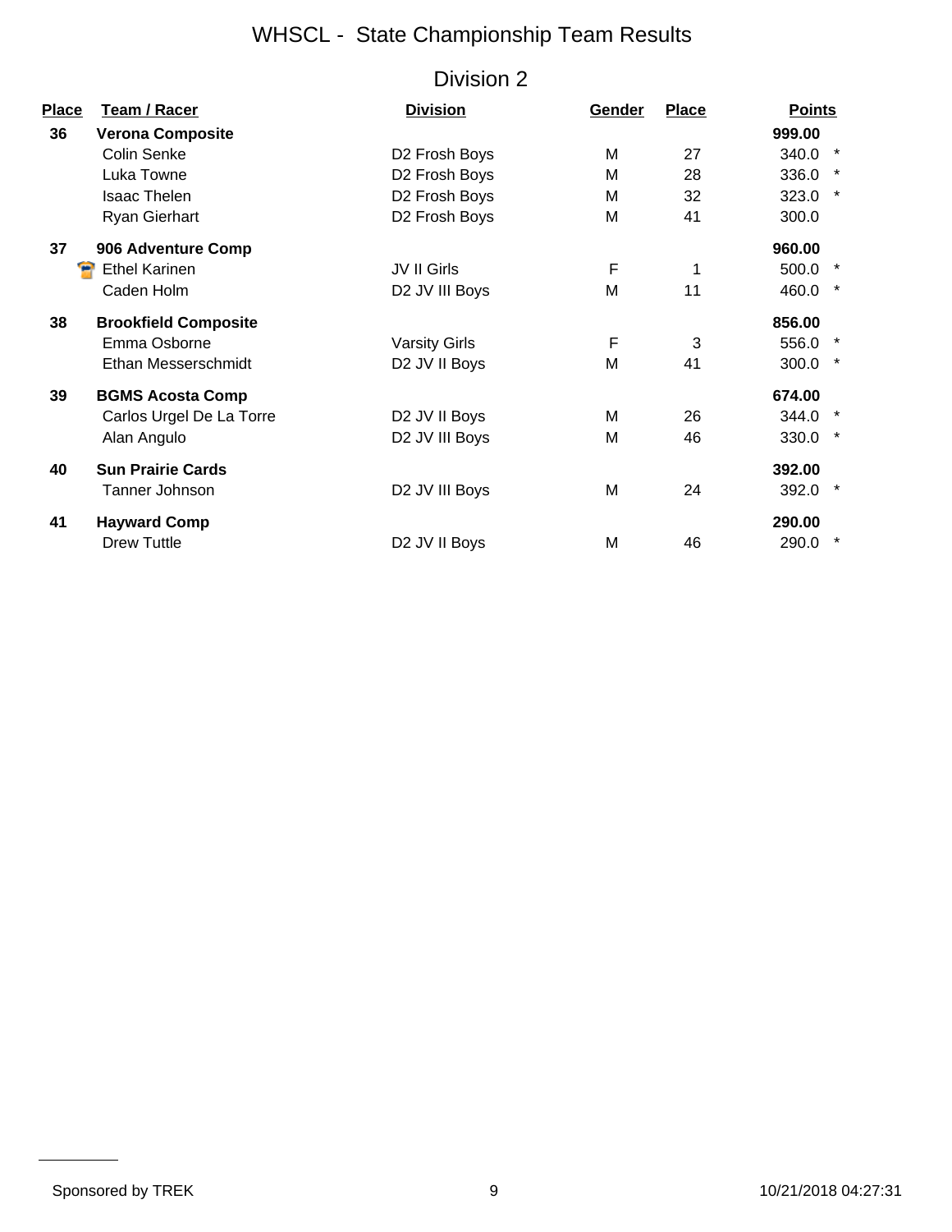# WHSCL - State Championship Team Results

## Division 2

| Place | Team / Racer | Division | Gender | Place | Points | |
|---|---|---|---|---|---|---|
| **36** | **Verona Composite** | | | | **999.00** | |
| | Colin Senke | D2 Frosh Boys | M | 27 | 340.0 | * |
| | Luka Towne | D2 Frosh Boys | M | 28 | 336.0 | * |
| | Isaac Thelen | D2 Frosh Boys | M | 32 | 323.0 | * |
| | Ryan Gierhart | D2 Frosh Boys | M | 41 | 300.0 | |
| **37** | **906 Adventure Comp** | | | | **960.00** | |
| | Ethel Karinen | JV II Girls | F | 1 | 500.0 | * |
| | Caden Holm | D2 JV III Boys | M | 11 | 460.0 | * |
| **38** | **Brookfield Composite** | | | | **856.00** | |
| | Emma Osborne | Varsity Girls | F | 3 | 556.0 | * |
| | Ethan Messerschmidt | D2 JV II Boys | M | 41 | 300.0 | * |
| **39** | **BGMS Acosta Comp** | | | | **674.00** | |
| | Carlos Urgel De La Torre | D2 JV II Boys | M | 26 | 344.0 | * |
| | Alan Angulo | D2 JV III Boys | M | 46 | 330.0 | * |
| **40** | **Sun Prairie Cards** | | | | **392.00** | |
| | Tanner Johnson | D2 JV III Boys | M | 24 | 392.0 | * |
| **41** | **Hayward Comp** | | | | **290.00** | |
| | Drew Tuttle | D2 JV II Boys | M | 46 | 290.0 | * |

Sponsored by TREK

10/21/2018 04:27:31